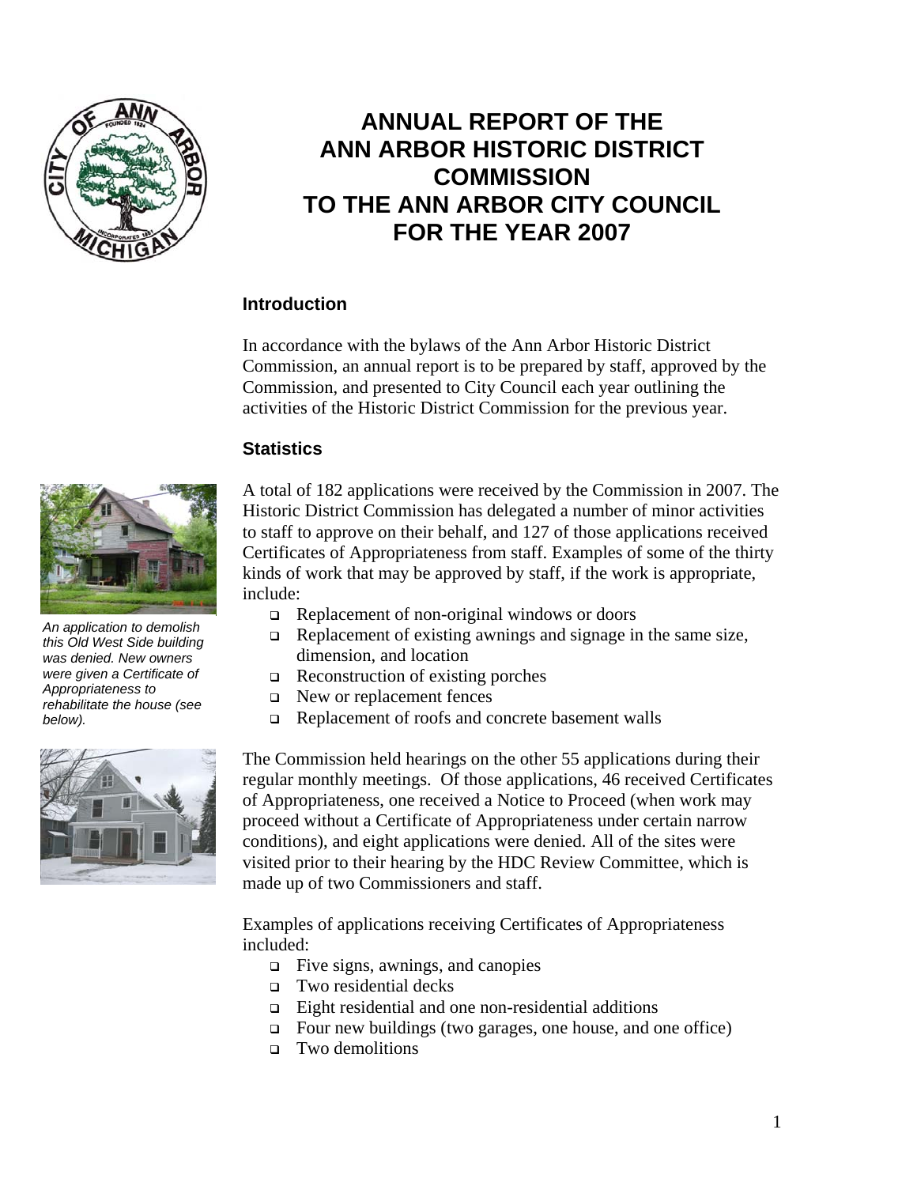# ANNUAL REPORT OF THE ANN ARBOR HISTORIC DISTRICT COMMISSION TO THE ANN ARBOR CITY COUNCIL FOR THE YEAR 2007

## Introduction

In accordance with the bylaws of the Ann Arbor Historic District Commission, an annual report is to be prepared by staff, approved by the Commission, and presented to City Council each year outlining the activities of the Historic District Commission for the previous year.

## Statistics

A total of 182 applications were received by the Commission in 2007. The Historic District Commission has delegated a number of minor activities to staff to approve on their behalf, and 127 of those applications received Certificates of Appropriateness from staff. Examples of some of the thirty kinds of work that may be approved by staff, if the work is appropriate, include:

- Replacement of non-original windows or doors
- Replacement of existing awnings and signage in the same size, dimension, and location
- Reconstruction of existing porches
- New or replacement fences
- Replacement of roofs and concrete basement walls

*An application to demolish this Old West Side building was denied. New owners were given a Certificate of Appropriateness to rehabilitate the house (see below).*

The Commission held hearings on the other 55 applications during their regular monthly meetings. Of those applications, 46 received Certificates of Appropriateness, one received a Notice to Proceed (when work may proceed without a Certificate of Appropriateness under certain narrow conditions), and eight applications were denied. All of the sites were visited prior to their hearing by the HDC Review Committee, which is made up of two Commissioners and staff.

Examples of applications receiving Certificates of Appropriateness included:

- Five signs, awnings, and canopies
- Two residential decks
- Eight residential and one non-residential additions
- Four new buildings (two garages, one house, and one office)
- Two demolitions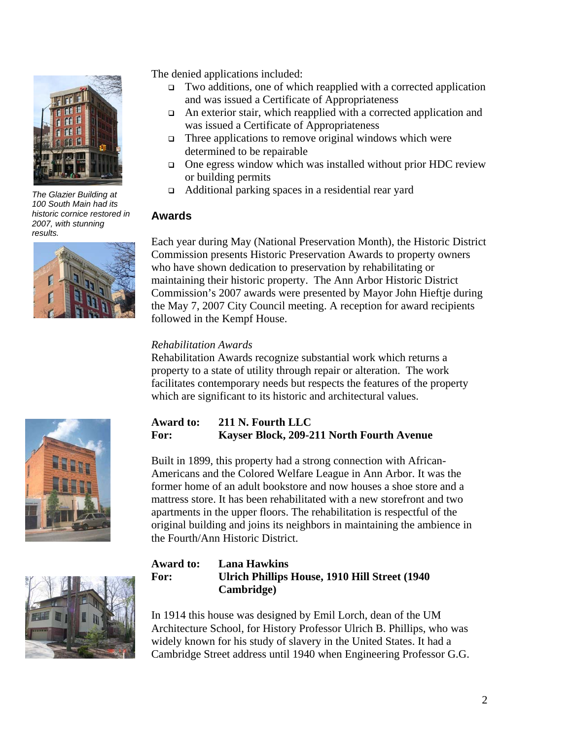The denied applications included:

- Two additions, one of which reapplied with a corrected application and was issued a Certificate of Appropriateness
- An exterior stair, which reapplied with a corrected application and was issued a Certificate of Appropriateness
- Three applications to remove original windows which were determined to be repairable
- One egress window which was installed without prior HDC review or building permits
- Additional parking spaces in a residential rear yard

*The Glazier Building at 100 South Main had its historic cornice restored in 2007, with stunning results.*

## Awards

Each year during May (National Preservation Month), the Historic District Commission presents Historic Preservation Awards to property owners who have shown dedication to preservation by rehabilitating or maintaining their historic property. The Ann Arbor Historic District Commission's 2007 awards were presented by Mayor John Hieftje during the May 7, 2007 City Council meeting. A reception for award recipients followed in the Kempf House.

*Rehabilitation Awards*

Rehabilitation Awards recognize substantial work which returns a property to a state of utility through repair or alteration. The work facilitates contemporary needs but respects the features of the property which are significant to its historic and architectural values.

**Award to:** **211 N. Fourth LLC**
**For:** **Kayser Block, 209-211 North Fourth Avenue**

Built in 1899, this property had a strong connection with African-Americans and the Colored Welfare League in Ann Arbor. It was the former home of an adult bookstore and now houses a shoe store and a mattress store. It has been rehabilitated with a new storefront and two apartments in the upper floors. The rehabilitation is respectful of the original building and joins its neighbors in maintaining the ambience in the Fourth/Ann Historic District.

**Award to:** **Lana Hawkins**
**For:** **Ulrich Phillips House, 1910 Hill Street (1940 Cambridge)**

In 1914 this house was designed by Emil Lorch, dean of the UM Architecture School, for History Professor Ulrich B. Phillips, who was widely known for his study of slavery in the United States. It had a Cambridge Street address until 1940 when Engineering Professor G.G.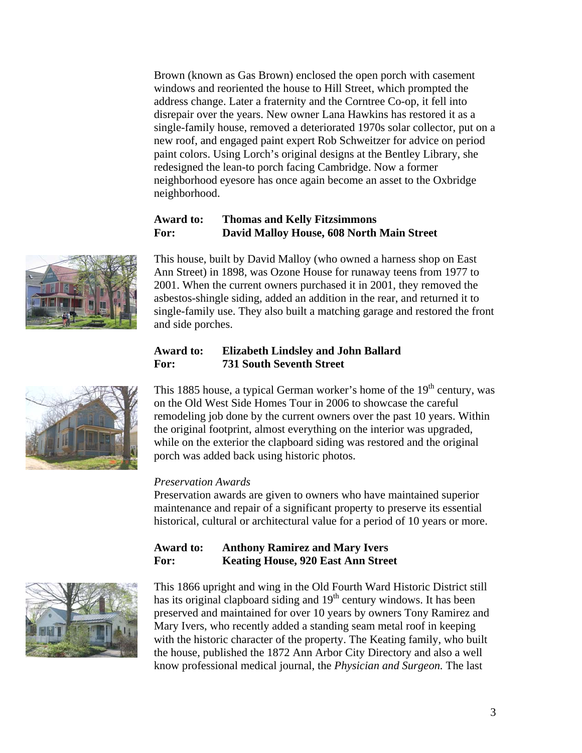Brown (known as Gas Brown) enclosed the open porch with casement windows and reoriented the house to Hill Street, which prompted the address change. Later a fraternity and the Corntree Co-op, it fell into disrepair over the years. New owner Lana Hawkins has restored it as a single-family house, removed a deteriorated 1970s solar collector, put on a new roof, and engaged paint expert Rob Schweitzer for advice on period paint colors. Using Lorch's original designs at the Bentley Library, she redesigned the lean-to porch facing Cambridge. Now a former neighborhood eyesore has once again become an asset to the Oxbridge neighborhood.

**Award to: Thomas and Kelly Fitzsimmons**
**For: David Malloy House, 608 North Main Street**

This house, built by David Malloy (who owned a harness shop on East Ann Street) in 1898, was Ozone House for runaway teens from 1977 to 2001. When the current owners purchased it in 2001, they removed the asbestos-shingle siding, added an addition in the rear, and returned it to single-family use. They also built a matching garage and restored the front and side porches.

**Award to: Elizabeth Lindsley and John Ballard**
**For: 731 South Seventh Street**

This 1885 house, a typical German worker's home of the 19th century, was on the Old West Side Homes Tour in 2006 to showcase the careful remodeling job done by the current owners over the past 10 years. Within the original footprint, almost everything on the interior was upgraded, while on the exterior the clapboard siding was restored and the original porch was added back using historic photos.

*Preservation Awards*

Preservation awards are given to owners who have maintained superior maintenance and repair of a significant property to preserve its essential historical, cultural or architectural value for a period of 10 years or more.

**Award to: Anthony Ramirez and Mary Ivers**
**For: Keating House, 920 East Ann Street**

This 1866 upright and wing in the Old Fourth Ward Historic District still has its original clapboard siding and 19th century windows. It has been preserved and maintained for over 10 years by owners Tony Ramirez and Mary Ivers, who recently added a standing seam metal roof in keeping with the historic character of the property. The Keating family, who built the house, published the 1872 Ann Arbor City Directory and also a well know professional medical journal, the *Physician and Surgeon.* The last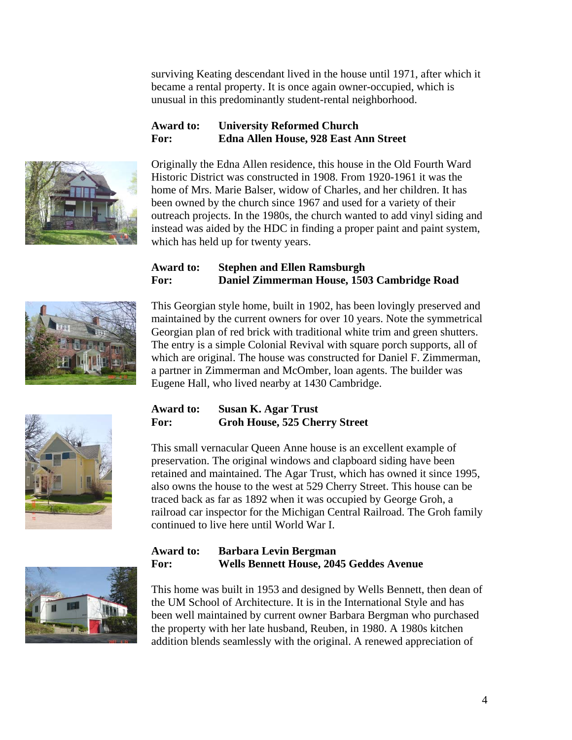surviving Keating descendant lived in the house until 1971, after which it became a rental property. It is once again owner-occupied, which is unusual in this predominantly student-rental neighborhood.

**Award to:** **University Reformed Church**
**For:** **Edna Allen House, 928 East Ann Street**

Originally the Edna Allen residence, this house in the Old Fourth Ward Historic District was constructed in 1908. From 1920-1961 it was the home of Mrs. Marie Balser, widow of Charles, and her children. It has been owned by the church since 1967 and used for a variety of their outreach projects. In the 1980s, the church wanted to add vinyl siding and instead was aided by the HDC in finding a proper paint and paint system, which has held up for twenty years.

**Award to:** **Stephen and Ellen Ramsburgh**
**For:** **Daniel Zimmerman House, 1503 Cambridge Road**

This Georgian style home, built in 1902, has been lovingly preserved and maintained by the current owners for over 10 years. Note the symmetrical Georgian plan of red brick with traditional white trim and green shutters. The entry is a simple Colonial Revival with square porch supports, all of which are original. The house was constructed for Daniel F. Zimmerman, a partner in Zimmerman and McOmber, loan agents. The builder was Eugene Hall, who lived nearby at 1430 Cambridge.

**Award to:** **Susan K. Agar Trust**
**For:** **Groh House, 525 Cherry Street**

This small vernacular Queen Anne house is an excellent example of preservation. The original windows and clapboard siding have been retained and maintained. The Agar Trust, which has owned it since 1995, also owns the house to the west at 529 Cherry Street. This house can be traced back as far as 1892 when it was occupied by George Groh, a railroad car inspector for the Michigan Central Railroad. The Groh family continued to live here until World War I.

**Award to:** **Barbara Levin Bergman**
**For:** **Wells Bennett House, 2045 Geddes Avenue**

This home was built in 1953 and designed by Wells Bennett, then dean of the UM School of Architecture. It is in the International Style and has been well maintained by current owner Barbara Bergman who purchased the property with her late husband, Reuben, in 1980. A 1980s kitchen addition blends seamlessly with the original. A renewed appreciation of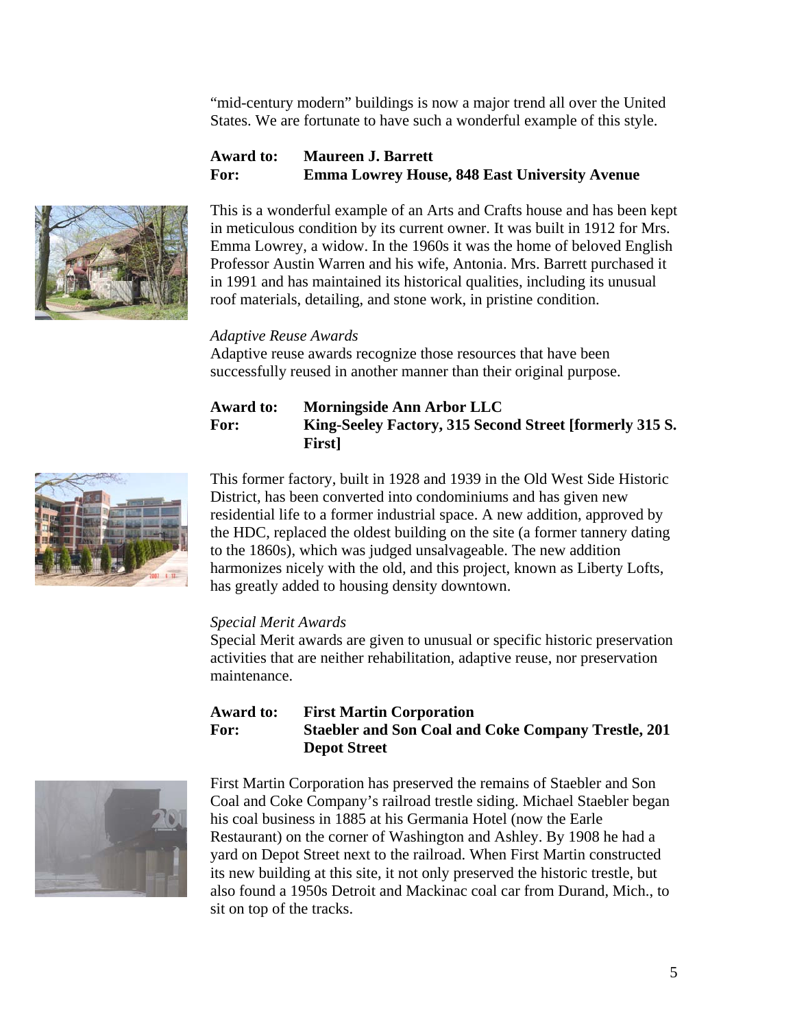"mid-century modern" buildings is now a major trend all over the United States. We are fortunate to have such a wonderful example of this style.

**Award to: Maureen J. Barrett**
**For: Emma Lowrey House, 848 East University Avenue**

This is a wonderful example of an Arts and Crafts house and has been kept in meticulous condition by its current owner. It was built in 1912 for Mrs. Emma Lowrey, a widow. In the 1960s it was the home of beloved English Professor Austin Warren and his wife, Antonia. Mrs. Barrett purchased it in 1991 and has maintained its historical qualities, including its unusual roof materials, detailing, and stone work, in pristine condition.

*Adaptive Reuse Awards*

Adaptive reuse awards recognize those resources that have been successfully reused in another manner than their original purpose.

**Award to: Morningside Ann Arbor LLC**
**For: King-Seeley Factory, 315 Second Street [formerly 315 S. First]**

This former factory, built in 1928 and 1939 in the Old West Side Historic District, has been converted into condominiums and has given new residential life to a former industrial space. A new addition, approved by the HDC, replaced the oldest building on the site (a former tannery dating to the 1860s), which was judged unsalvageable. The new addition harmonizes nicely with the old, and this project, known as Liberty Lofts, has greatly added to housing density downtown.

*Special Merit Awards*

Special Merit awards are given to unusual or specific historic preservation activities that are neither rehabilitation, adaptive reuse, nor preservation maintenance.

**Award to: First Martin Corporation**
**For: Staebler and Son Coal and Coke Company Trestle, 201 Depot Street**

First Martin Corporation has preserved the remains of Staebler and Son Coal and Coke Company's railroad trestle siding. Michael Staebler began his coal business in 1885 at his Germania Hotel (now the Earle Restaurant) on the corner of Washington and Ashley. By 1908 he had a yard on Depot Street next to the railroad. When First Martin constructed its new building at this site, it not only preserved the historic trestle, but also found a 1950s Detroit and Mackinac coal car from Durand, Mich., to sit on top of the tracks.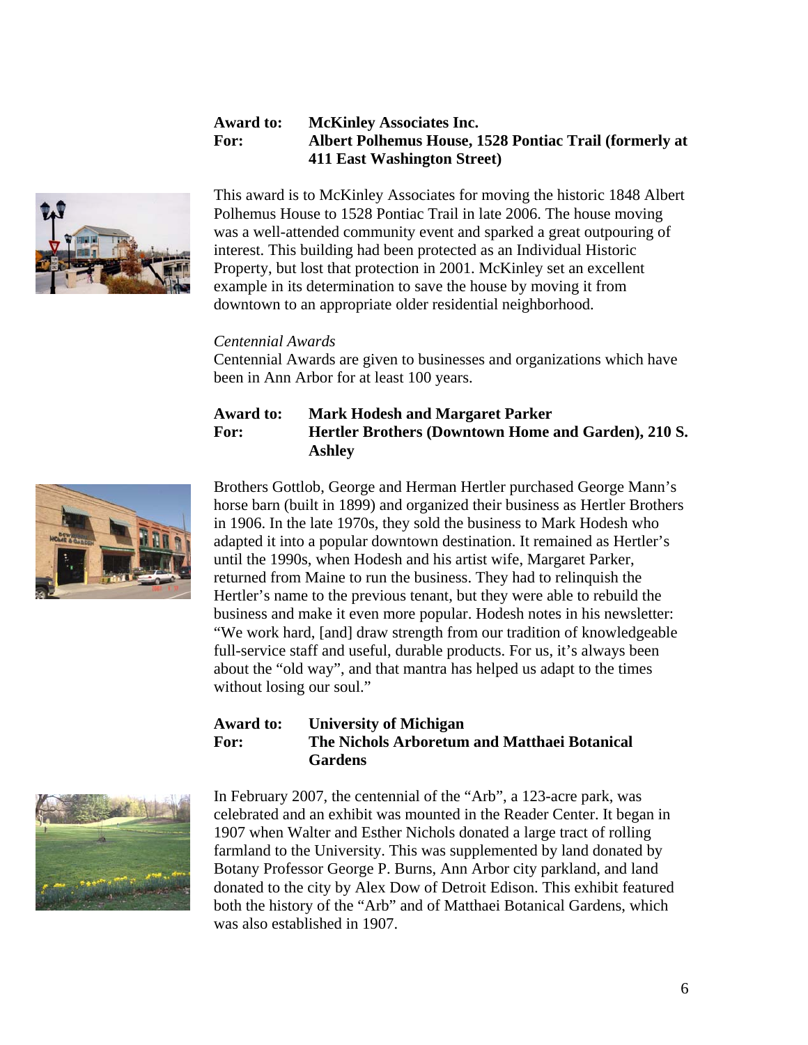**Award to:** **McKinley Associates Inc.**
**For:** **Albert Polhemus House, 1528 Pontiac Trail (formerly at 411 East Washington Street)**

This award is to McKinley Associates for moving the historic 1848 Albert Polhemus House to 1528 Pontiac Trail in late 2006. The house moving was a well-attended community event and sparked a great outpouring of interest. This building had been protected as an Individual Historic Property, but lost that protection in 2001. McKinley set an excellent example in its determination to save the house by moving it from downtown to an appropriate older residential neighborhood.

*Centennial Awards*

Centennial Awards are given to businesses and organizations which have been in Ann Arbor for at least 100 years.

**Award to:** **Mark Hodesh and Margaret Parker**
**For:** **Hertler Brothers (Downtown Home and Garden), 210 S. Ashley**

Brothers Gottlob, George and Herman Hertler purchased George Mann's horse barn (built in 1899) and organized their business as Hertler Brothers in 1906. In the late 1970s, they sold the business to Mark Hodesh who adapted it into a popular downtown destination. It remained as Hertler's until the 1990s, when Hodesh and his artist wife, Margaret Parker, returned from Maine to run the business. They had to relinquish the Hertler's name to the previous tenant, but they were able to rebuild the business and make it even more popular. Hodesh notes in his newsletter: "We work hard, [and] draw strength from our tradition of knowledgeable full-service staff and useful, durable products. For us, it's always been about the "old way", and that mantra has helped us adapt to the times without losing our soul."

**Award to:** **University of Michigan**
**For:** **The Nichols Arboretum and Matthaei Botanical Gardens**

In February 2007, the centennial of the "Arb", a 123-acre park, was celebrated and an exhibit was mounted in the Reader Center. It began in 1907 when Walter and Esther Nichols donated a large tract of rolling farmland to the University. This was supplemented by land donated by Botany Professor George P. Burns, Ann Arbor city parkland, and land donated to the city by Alex Dow of Detroit Edison. This exhibit featured both the history of the "Arb" and of Matthaei Botanical Gardens, which was also established in 1907.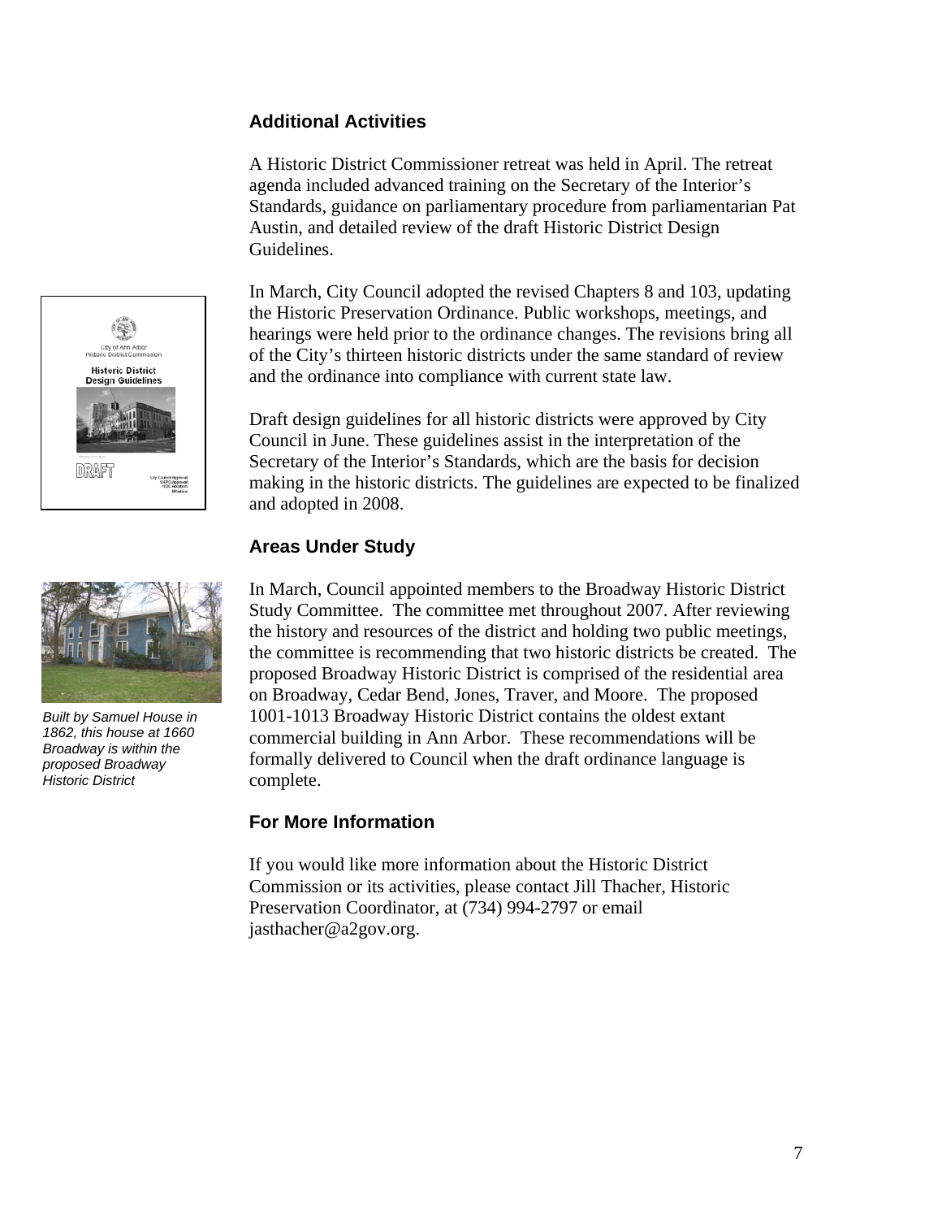## Additional Activities

A Historic District Commissioner retreat was held in April. The retreat agenda included advanced training on the Secretary of the Interior's Standards, guidance on parliamentary procedure from parliamentarian Pat Austin, and detailed review of the draft Historic District Design Guidelines.

In March, City Council adopted the revised Chapters 8 and 103, updating the Historic Preservation Ordinance. Public workshops, meetings, and hearings were held prior to the ordinance changes. The revisions bring all of the City's thirteen historic districts under the same standard of review and the ordinance into compliance with current state law.

Draft design guidelines for all historic districts were approved by City Council in June. These guidelines assist in the interpretation of the Secretary of the Interior's Standards, which are the basis for decision making in the historic districts. The guidelines are expected to be finalized and adopted in 2008.

## Areas Under Study

In March, Council appointed members to the Broadway Historic District Study Committee. The committee met throughout 2007. After reviewing the history and resources of the district and holding two public meetings, the committee is recommending that two historic districts be created. The proposed Broadway Historic District is comprised of the residential area on Broadway, Cedar Bend, Jones, Traver, and Moore. The proposed 1001-1013 Broadway Historic District contains the oldest extant commercial building in Ann Arbor. These recommendations will be formally delivered to Council when the draft ordinance language is complete.

*Built by Samuel House in 1862, this house at 1660 Broadway is within the proposed Broadway Historic District*

## For More Information

If you would like more information about the Historic District Commission or its activities, please contact Jill Thacher, Historic Preservation Coordinator, at (734) 994-2797 or email jasthacher@a2gov.org.